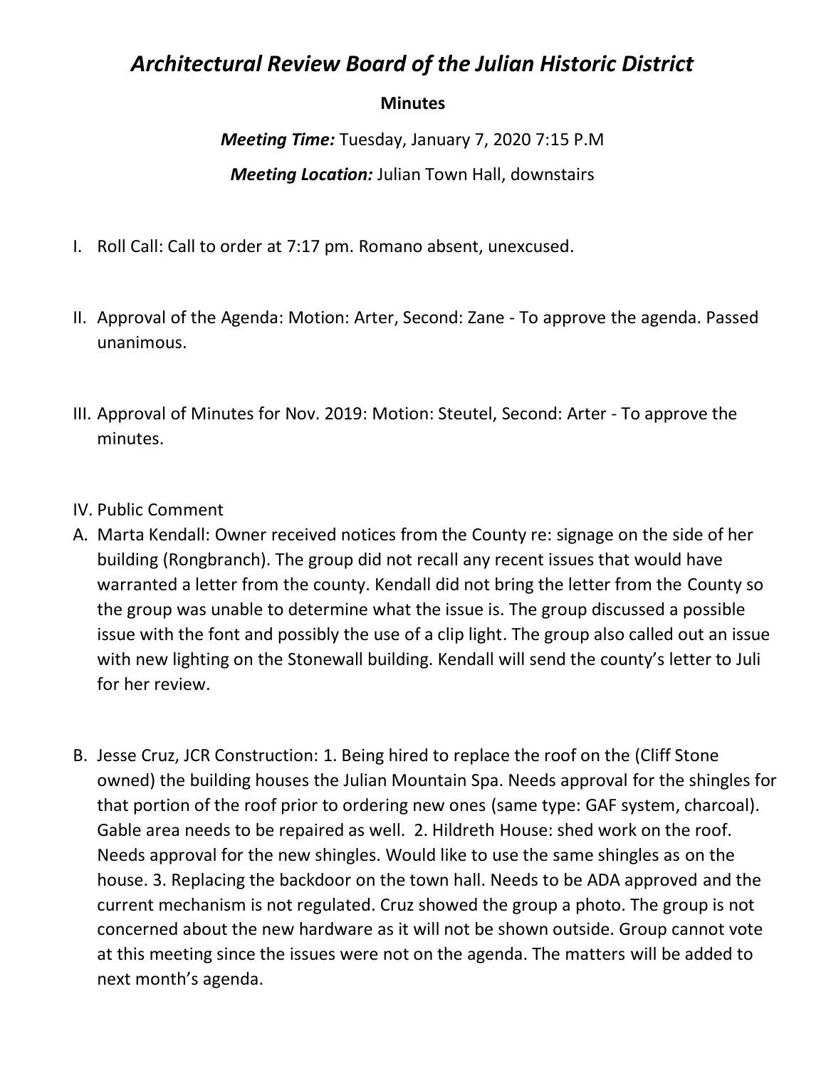# *Architectural Review Board of the Julian Historic District*

**Minutes**

***Meeting Time:*** Tuesday, January 7, 2020 7:15 P.M

***Meeting Location:*** Julian Town Hall, downstairs

I. Roll Call: Call to order at 7:17 pm. Romano absent, unexcused.

II. Approval of the Agenda: Motion: Arter, Second: Zane - To approve the agenda. Passed unanimous.

III. Approval of Minutes for Nov. 2019: Motion: Steutel, Second: Arter - To approve the minutes.

IV. Public Comment

A. Marta Kendall: Owner received notices from the County re: signage on the side of her building (Rongbranch). The group did not recall any recent issues that would have warranted a letter from the county. Kendall did not bring the letter from the County so the group was unable to determine what the issue is. The group discussed a possible issue with the font and possibly the use of a clip light. The group also called out an issue with new lighting on the Stonewall building. Kendall will send the county's letter to Juli for her review.

B. Jesse Cruz, JCR Construction: 1. Being hired to replace the roof on the (Cliff Stone owned) the building houses the Julian Mountain Spa. Needs approval for the shingles for that portion of the roof prior to ordering new ones (same type: GAF system, charcoal). Gable area needs to be repaired as well. 2. Hildreth House: shed work on the roof. Needs approval for the new shingles. Would like to use the same shingles as on the house. 3. Replacing the backdoor on the town hall. Needs to be ADA approved and the current mechanism is not regulated. Cruz showed the group a photo. The group is not concerned about the new hardware as it will not be shown outside. Group cannot vote at this meeting since the issues were not on the agenda. The matters will be added to next month's agenda.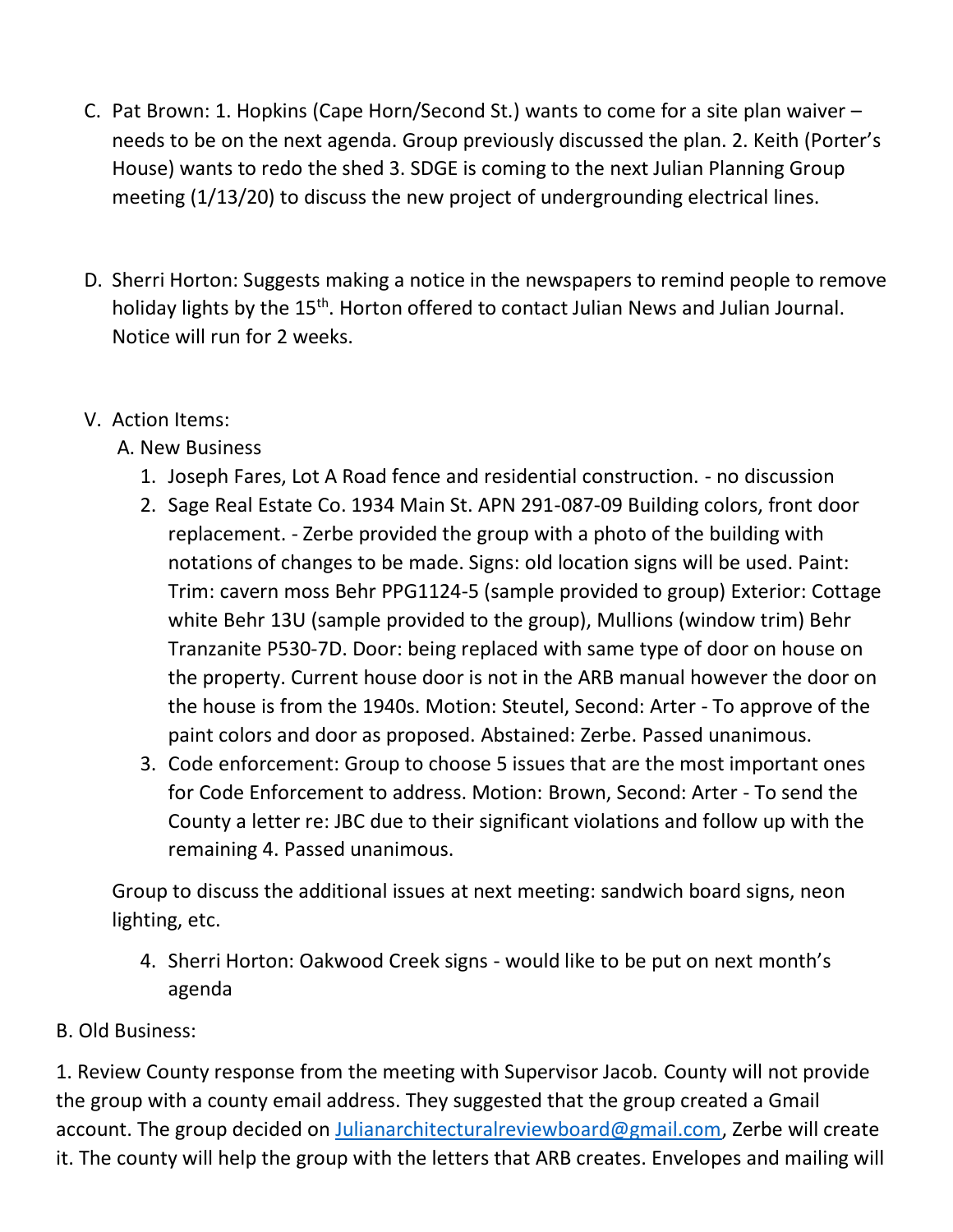C. Pat Brown: 1. Hopkins (Cape Horn/Second St.) wants to come for a site plan waiver – needs to be on the next agenda. Group previously discussed the plan. 2. Keith (Porter's House) wants to redo the shed 3. SDGE is coming to the next Julian Planning Group meeting (1/13/20) to discuss the new project of undergrounding electrical lines.

D. Sherri Horton: Suggests making a notice in the newspapers to remind people to remove holiday lights by the 15th. Horton offered to contact Julian News and Julian Journal. Notice will run for 2 weeks.

V. Action Items:

A. New Business

1. Joseph Fares, Lot A Road fence and residential construction. - no discussion
2. Sage Real Estate Co. 1934 Main St. APN 291-087-09 Building colors, front door replacement. - Zerbe provided the group with a photo of the building with notations of changes to be made. Signs: old location signs will be used. Paint: Trim: cavern moss Behr PPG1124-5 (sample provided to group) Exterior: Cottage white Behr 13U (sample provided to the group), Mullions (window trim) Behr Tranzanite P530-7D. Door: being replaced with same type of door on house on the property. Current house door is not in the ARB manual however the door on the house is from the 1940s. Motion: Steutel, Second: Arter - To approve of the paint colors and door as proposed. Abstained: Zerbe. Passed unanimous.
3. Code enforcement: Group to choose 5 issues that are the most important ones for Code Enforcement to address. Motion: Brown, Second: Arter - To send the County a letter re: JBC due to their significant violations and follow up with the remaining 4. Passed unanimous.

Group to discuss the additional issues at next meeting: sandwich board signs, neon lighting, etc.

4. Sherri Horton: Oakwood Creek signs - would like to be put on next month's agenda

B. Old Business:

1. Review County response from the meeting with Supervisor Jacob. County will not provide the group with a county email address. They suggested that the group created a Gmail account. The group decided on Julianarchitecturalreviewboard@gmail.com, Zerbe will create it. The county will help the group with the letters that ARB creates. Envelopes and mailing will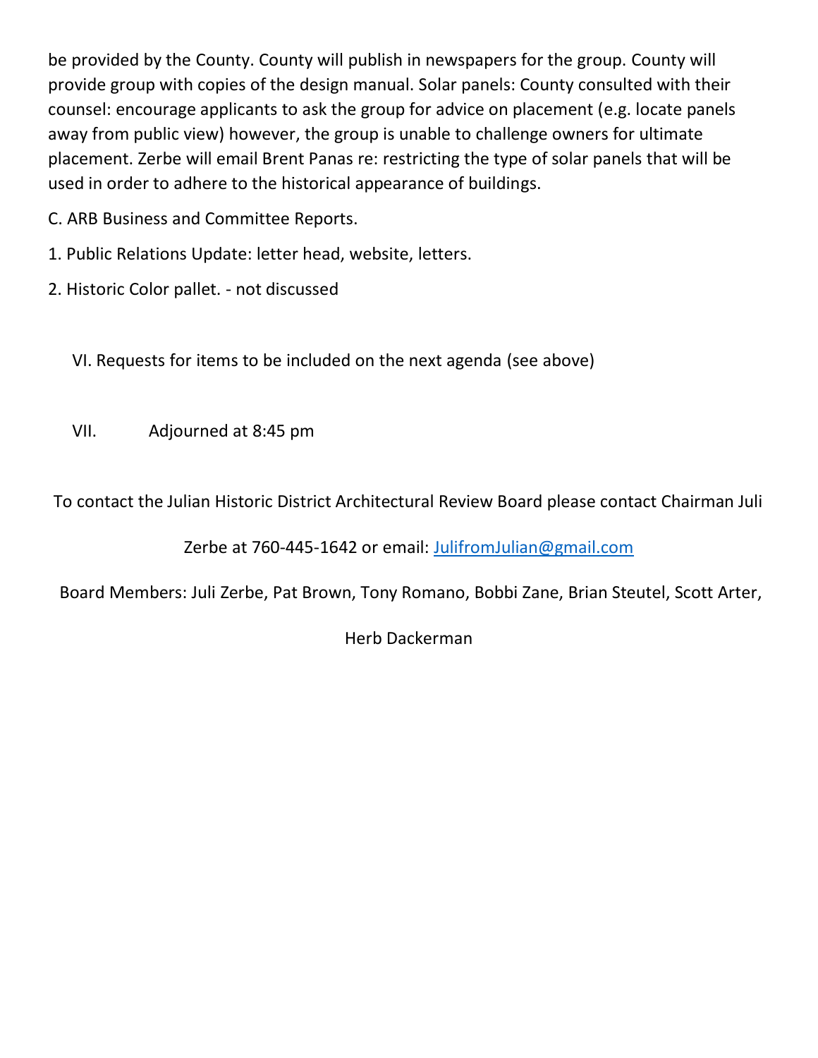be provided by the County. County will publish in newspapers for the group. County will provide group with copies of the design manual. Solar panels: County consulted with their counsel: encourage applicants to ask the group for advice on placement (e.g. locate panels away from public view) however, the group is unable to challenge owners for ultimate placement. Zerbe will email Brent Panas re: restricting the type of solar panels that will be used in order to adhere to the historical appearance of buildings.

C. ARB Business and Committee Reports.

1. Public Relations Update: letter head, website, letters.

2. Historic Color pallet. - not discussed

VI. Requests for items to be included on the next agenda (see above)

VII. Adjourned at 8:45 pm

To contact the Julian Historic District Architectural Review Board please contact Chairman Juli Zerbe at 760-445-1642 or email: JulifromJulian@gmail.com

Board Members: Juli Zerbe, Pat Brown, Tony Romano, Bobbi Zane, Brian Steutel, Scott Arter, Herb Dackerman